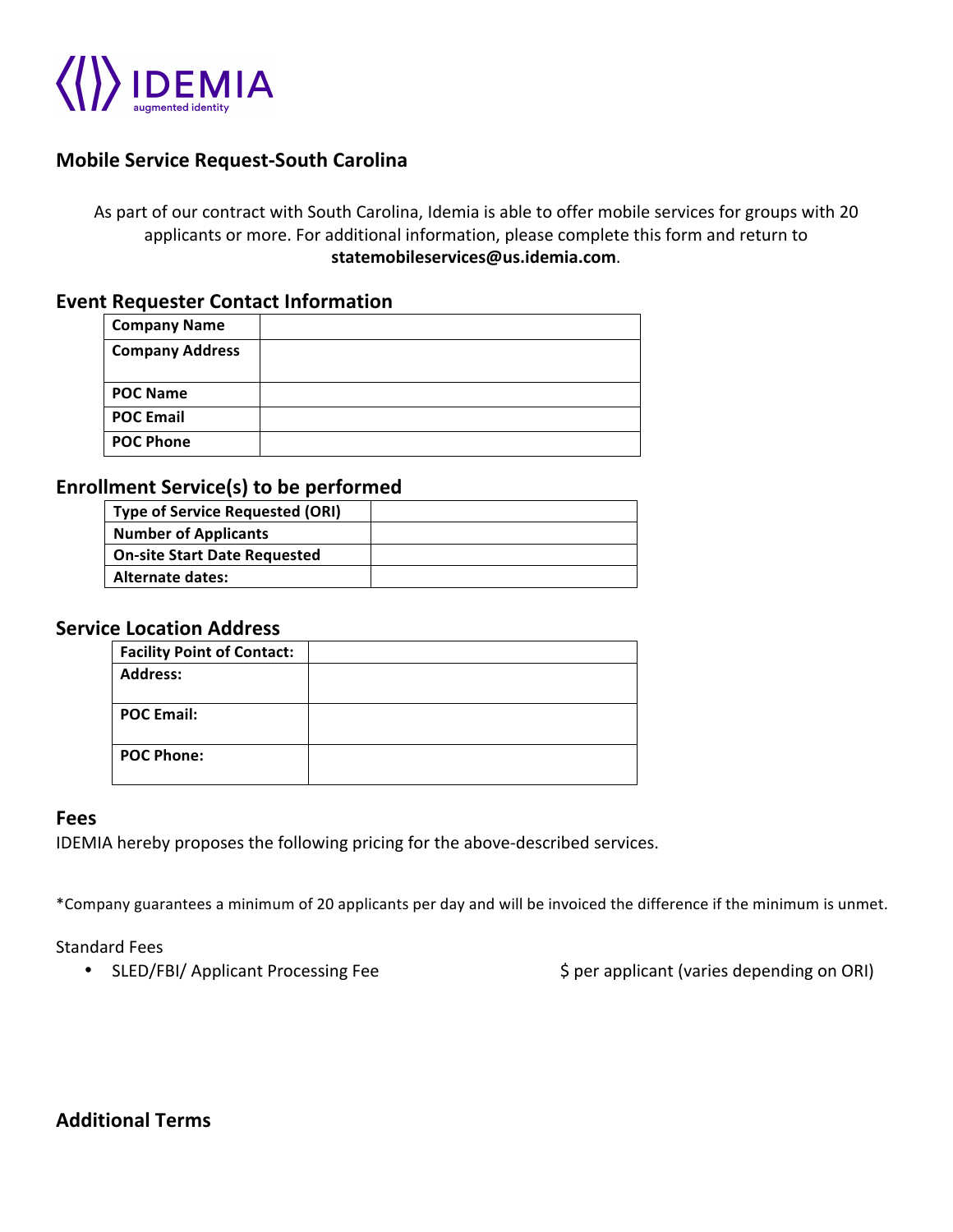IDEMIA
augmented identity

## Mobile Service Request-South Carolina

As part of our contract with South Carolina, Idemia is able to offer mobile services for groups with 20 applicants or more. For additional information, please complete this form and return to **statemobileservices@us.idemia.com**.

### Event Requester Contact Information

| **Company Name** | |
|---|---|
| **Company Address** | |
| **POC Name** | |
| **POC Email** | |
| **POC Phone** | |

### Enrollment Service(s) to be performed

| **Type of Service Requested (ORI)** | |
|---|---|
| **Number of Applicants** | |
| **On-site Start Date Requested** | |
| **Alternate dates:** | |

### Service Location Address

| **Facility Point of Contact:** | |
|---|---|
| **Address:** | |
| **POC Email:** | |
| **POC Phone:** | |

### Fees

IDEMIA hereby proposes the following pricing for the above-described services.

*Company guarantees a minimum of 20 applicants per day and will be invoiced the difference if the minimum is unmet.

Standard Fees

- SLED/FBI/ Applicant Processing Fee $ per applicant (varies depending on ORI)

### Additional Terms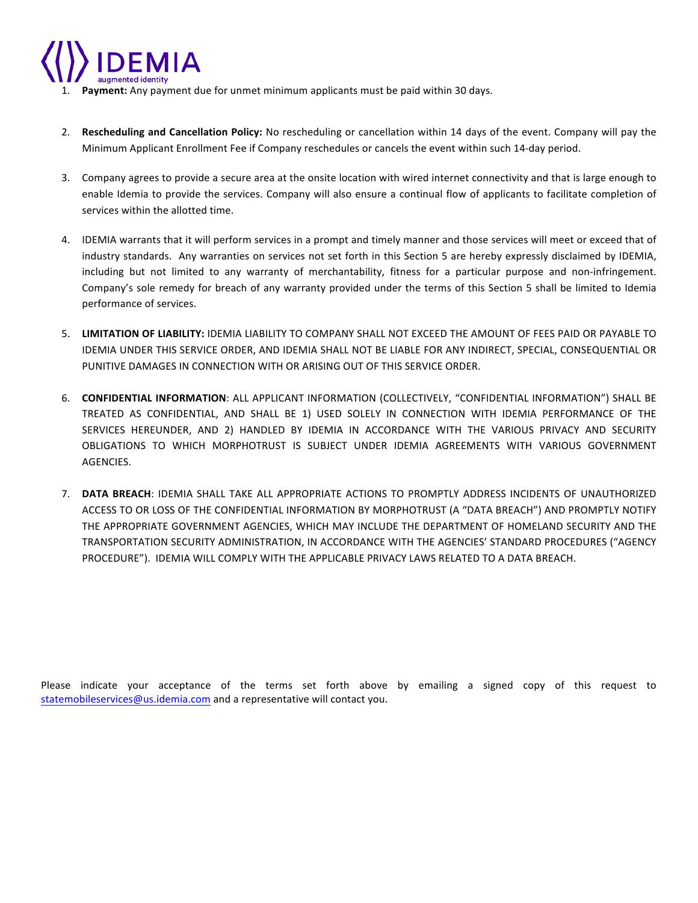1. **Payment:** Any payment due for unmet minimum applicants must be paid within 30 days.

2. **Rescheduling and Cancellation Policy:** No rescheduling or cancellation within 14 days of the event. Company will pay the Minimum Applicant Enrollment Fee if Company reschedules or cancels the event within such 14-day period.

3. Company agrees to provide a secure area at the onsite location with wired internet connectivity and that is large enough to enable Idemia to provide the services. Company will also ensure a continual flow of applicants to facilitate completion of services within the allotted time.

4. IDEMIA warrants that it will perform services in a prompt and timely manner and those services will meet or exceed that of industry standards. Any warranties on services not set forth in this Section 5 are hereby expressly disclaimed by IDEMIA, including but not limited to any warranty of merchantability, fitness for a particular purpose and non-infringement. Company's sole remedy for breach of any warranty provided under the terms of this Section 5 shall be limited to Idemia performance of services.

5. **LIMITATION OF LIABILITY:** IDEMIA LIABILITY TO COMPANY SHALL NOT EXCEED THE AMOUNT OF FEES PAID OR PAYABLE TO IDEMIA UNDER THIS SERVICE ORDER, AND IDEMIA SHALL NOT BE LIABLE FOR ANY INDIRECT, SPECIAL, CONSEQUENTIAL OR PUNITIVE DAMAGES IN CONNECTION WITH OR ARISING OUT OF THIS SERVICE ORDER.

6. **CONFIDENTIAL INFORMATION**: ALL APPLICANT INFORMATION (COLLECTIVELY, "CONFIDENTIAL INFORMATION") SHALL BE TREATED AS CONFIDENTIAL, AND SHALL BE 1) USED SOLELY IN CONNECTION WITH IDEMIA PERFORMANCE OF THE SERVICES HEREUNDER, AND 2) HANDLED BY IDEMIA IN ACCORDANCE WITH THE VARIOUS PRIVACY AND SECURITY OBLIGATIONS TO WHICH MORPHOTRUST IS SUBJECT UNDER IDEMIA AGREEMENTS WITH VARIOUS GOVERNMENT AGENCIES.

7. **DATA BREACH**: IDEMIA SHALL TAKE ALL APPROPRIATE ACTIONS TO PROMPTLY ADDRESS INCIDENTS OF UNAUTHORIZED ACCESS TO OR LOSS OF THE CONFIDENTIAL INFORMATION BY MORPHOTRUST (A "DATA BREACH") AND PROMPTLY NOTIFY THE APPROPRIATE GOVERNMENT AGENCIES, WHICH MAY INCLUDE THE DEPARTMENT OF HOMELAND SECURITY AND THE TRANSPORTATION SECURITY ADMINISTRATION, IN ACCORDANCE WITH THE AGENCIES' STANDARD PROCEDURES ("AGENCY PROCEDURE"). IDEMIA WILL COMPLY WITH THE APPLICABLE PRIVACY LAWS RELATED TO A DATA BREACH.

Please indicate your acceptance of the terms set forth above by emailing a signed copy of this request to statemobileservices@us.idemia.com and a representative will contact you.